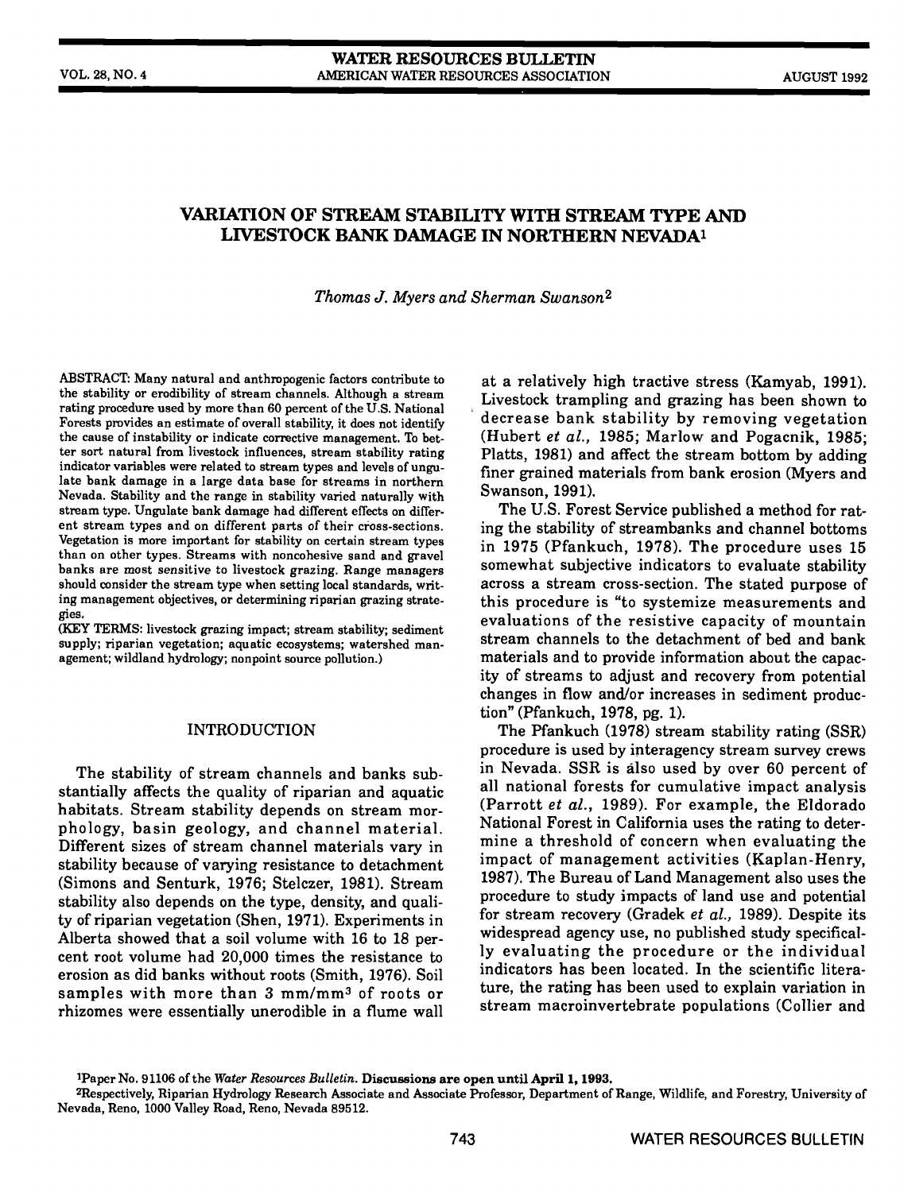# VARIATION OF STREAM STABILITY WITH STREAM TYPE AND LIVESTOCK BANK DAMAGE IN NORTHERN NEVADA[1]

*Thomas J. Myers and Sherman Swanson*[2]

ABSTRACT: Many natural and anthropogenic factors contribute to the stability or erodibility of stream channels. Although a stream rating procedure used by more than 60 percent of the U.S. National Forests provides an estimate of overall stability, it does not identify the cause of instability or indicate corrective management. To better sort natural from livestock influences, stream stability rating indicator variables were related to stream types and levels of ungulate bank damage in a large data base for streams in northern Nevada. Stability and the range in stability varied naturally with stream type. Ungulate bank damage had different effects on different stream types and on different parts of their cross-sections. Vegetation is more important for stability on certain stream types than on other types. Streams with noncohesive sand and gravel banks are most sensitive to livestock grazing. Range managers should consider the stream type when setting local standards, writing management objectives, or determining riparian grazing strategies.

(KEY TERMS: livestock grazing impact; stream stability; sediment supply; riparian vegetation; aquatic ecosystems; watershed management; wildland hydrology; nonpoint source pollution.)

## INTRODUCTION

The stability of stream channels and banks substantially affects the quality of riparian and aquatic habitats. Stream stability depends on stream morphology, basin geology, and channel material. Different sizes of stream channel materials vary in stability because of varying resistance to detachment (Simons and Senturk, 1976; Stelczer, 1981). Stream stability also depends on the type, density, and quality of riparian vegetation (Shen, 1971). Experiments in Alberta showed that a soil volume with 16 to 18 percent root volume had 20,000 times the resistance to erosion as did banks without roots (Smith, 1976). Soil samples with more than 3 $mm/mm^3$ of roots or rhizomes were essentially unerodible in a flume wall at a relatively high tractive stress (Kamyab, 1991). Livestock trampling and grazing has been shown to decrease bank stability by removing vegetation (Hubert *et al.*, 1985; Marlow and Pogacnik, 1985; Platts, 1981) and affect the stream bottom by adding finer grained materials from bank erosion (Myers and Swanson, 1991).

The U.S. Forest Service published a method for rating the stability of streambanks and channel bottoms in 1975 (Pfankuch, 1978). The procedure uses 15 somewhat subjective indicators to evaluate stability across a stream cross-section. The stated purpose of this procedure is "to systemize measurements and evaluations of the resistive capacity of mountain stream channels to the detachment of bed and bank materials and to provide information about the capacity of streams to adjust and recovery from potential changes in flow and/or increases in sediment production" (Pfankuch, 1978, pg. 1).

The Pfankuch (1978) stream stability rating (SSR) procedure is used by interagency stream survey crews in Nevada. SSR is also used by over 60 percent of all national forests for cumulative impact analysis (Parrott *et al.*, 1989). For example, the Eldorado National Forest in California uses the rating to determine a threshold of concern when evaluating the impact of management activities (Kaplan-Henry, 1987). The Bureau of Land Management also uses the procedure to study impacts of land use and potential for stream recovery (Gradek *et al.*, 1989). Despite its widespread agency use, no published study specifically evaluating the procedure or the individual indicators has been located. In the scientific literature, the rating has been used to explain variation in stream macroinvertebrate populations (Collier and

[1]Paper No. 91106 of the *Water Resources Bulletin*. **Discussions are open until April 1, 1993.**

[2]Respectively, Riparian Hydrology Research Associate and Associate Professor, Department of Range, Wildlife, and Forestry, University of Nevada, Reno, 1000 Valley Road, Reno, Nevada 89512.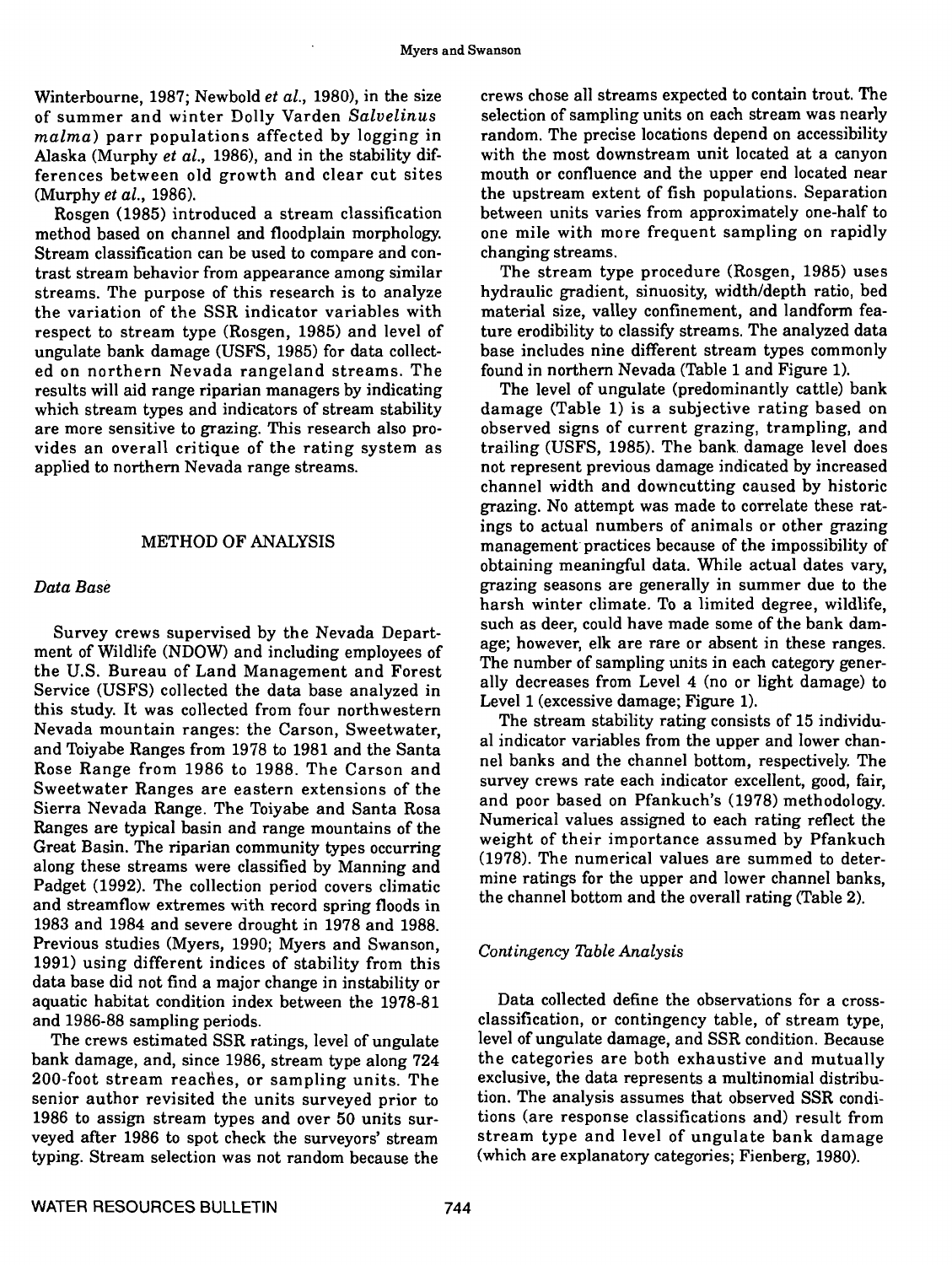Winterbourne, 1987; Newbold *et al.*, 1980), in the size of summer and winter Dolly Varden *Salvelinus malma*) parr populations affected by logging in Alaska (Murphy *et al.*, 1986), and in the stability differences between old growth and clear cut sites (Murphy *et al.*, 1986).

Rosgen (1985) introduced a stream classification method based on channel and floodplain morphology. Stream classification can be used to compare and contrast stream behavior from appearance among similar streams. The purpose of this research is to analyze the variation of the SSR indicator variables with respect to stream type (Rosgen, 1985) and level of ungulate bank damage (USFS, 1985) for data collected on northern Nevada rangeland streams. The results will aid range riparian managers by indicating which stream types and indicators of stream stability are more sensitive to grazing. This research also provides an overall critique of the rating system as applied to northern Nevada range streams.

## METHOD OF ANALYSIS

### *Data Base*

Survey crews supervised by the Nevada Department of Wildlife (NDOW) and including employees of the U.S. Bureau of Land Management and Forest Service (USFS) collected the data base analyzed in this study. It was collected from four northwestern Nevada mountain ranges: the Carson, Sweetwater, and Toiyabe Ranges from 1978 to 1981 and the Santa Rose Range from 1986 to 1988. The Carson and Sweetwater Ranges are eastern extensions of the Sierra Nevada Range. The Toiyabe and Santa Rosa Ranges are typical basin and range mountains of the Great Basin. The riparian community types occurring along these streams were classified by Manning and Padget (1992). The collection period covers climatic and streamflow extremes with record spring floods in 1983 and 1984 and severe drought in 1978 and 1988. Previous studies (Myers, 1990; Myers and Swanson, 1991) using different indices of stability from this data base did not find a major change in instability or aquatic habitat condition index between the 1978-81 and 1986-88 sampling periods.

The crews estimated SSR ratings, level of ungulate bank damage, and, since 1986, stream type along 724 200-foot stream reaches, or sampling units. The senior author revisited the units surveyed prior to 1986 to assign stream types and over 50 units surveyed after 1986 to spot check the surveyors' stream typing. Stream selection was not random because the crews chose all streams expected to contain trout. The selection of sampling units on each stream was nearly random. The precise locations depend on accessibility with the most downstream unit located at a canyon mouth or confluence and the upper end located near the upstream extent of fish populations. Separation between units varies from approximately one-half to one mile with more frequent sampling on rapidly changing streams.

The stream type procedure (Rosgen, 1985) uses hydraulic gradient, sinuosity, width/depth ratio, bed material size, valley confinement, and landform feature erodibility to classify streams. The analyzed data base includes nine different stream types commonly found in northern Nevada (Table 1 and Figure 1).

The level of ungulate (predominantly cattle) bank damage (Table 1) is a subjective rating based on observed signs of current grazing, trampling, and trailing (USFS, 1985). The bank damage level does not represent previous damage indicated by increased channel width and downcutting caused by historic grazing. No attempt was made to correlate these ratings to actual numbers of animals or other grazing management practices because of the impossibility of obtaining meaningful data. While actual dates vary, grazing seasons are generally in summer due to the harsh winter climate. To a limited degree, wildlife, such as deer, could have made some of the bank damage; however, elk are rare or absent in these ranges. The number of sampling units in each category generally decreases from Level 4 (no or light damage) to Level 1 (excessive damage; Figure 1).

The stream stability rating consists of 15 individual indicator variables from the upper and lower channel banks and the channel bottom, respectively. The survey crews rate each indicator excellent, good, fair, and poor based on Pfankuch's (1978) methodology. Numerical values assigned to each rating reflect the weight of their importance assumed by Pfankuch (1978). The numerical values are summed to determine ratings for the upper and lower channel banks, the channel bottom and the overall rating (Table 2).

### *Contingency Table Analysis*

Data collected define the observations for a cross-classification, or contingency table, of stream type, level of ungulate damage, and SSR condition. Because the categories are both exhaustive and mutually exclusive, the data represents a multinomial distribution. The analysis assumes that observed SSR conditions (are response classifications and) result from stream type and level of ungulate bank damage (which are explanatory categories; Fienberg, 1980).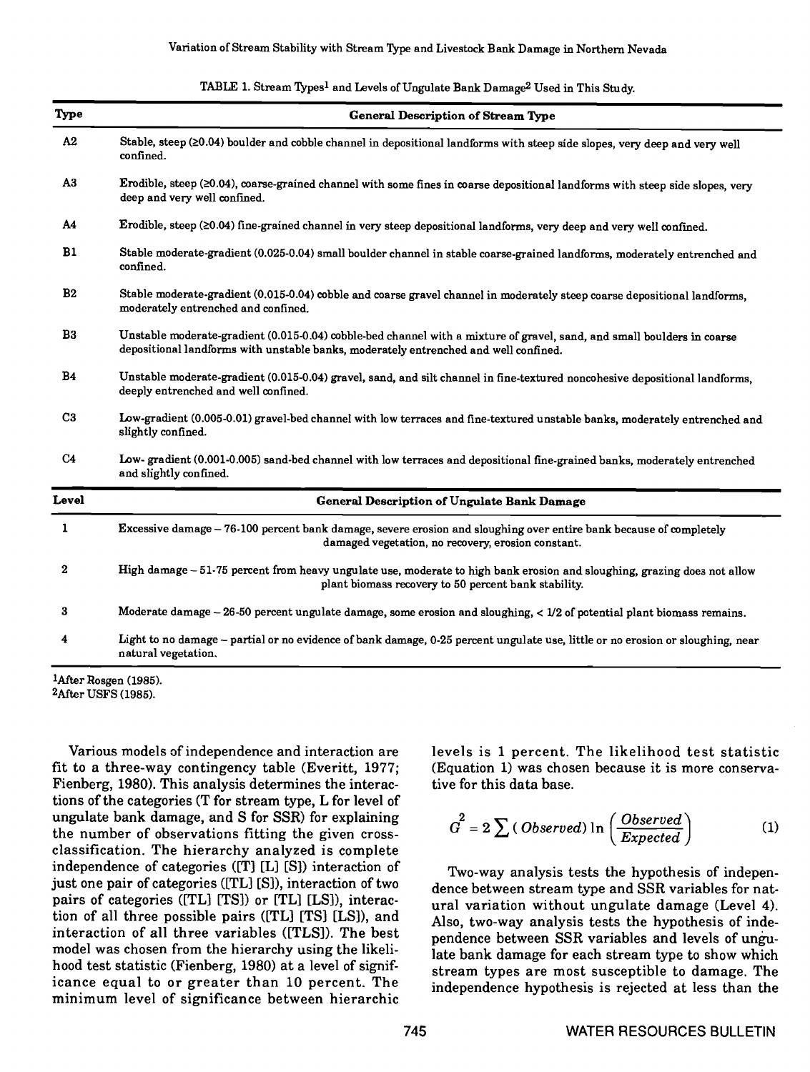TABLE 1. Stream Types[1] and Levels of Ungulate Bank Damage[2] Used in This Study.

| Type | General Description of Stream Type |
|---|---|
| A2 | Stable, steep (≥0.04) boulder and cobble channel in depositional landforms with steep side slopes, very deep and very well confined. |
| A3 | Erodible, steep (≥0.04), coarse-grained channel with some fines in coarse depositional landforms with steep side slopes, very deep and very well confined. |
| A4 | Erodible, steep (≥0.04) fine-grained channel in very steep depositional landforms, very deep and very well confined. |
| B1 | Stable moderate-gradient (0.025-0.04) small boulder channel in stable coarse-grained landforms, moderately entrenched and confined. |
| B2 | Stable moderate-gradient (0.015-0.04) cobble and coarse gravel channel in moderately steep coarse depositional landforms, moderately entrenched and confined. |
| B3 | Unstable moderate-gradient (0.015-0.04) cobble-bed channel with a mixture of gravel, sand, and small boulders in coarse depositional landforms with unstable banks, moderately entrenched and well confined. |
| B4 | Unstable moderate-gradient (0.015-0.04) gravel, sand, and silt channel in fine-textured noncohesive depositional landforms, deeply entrenched and well confined. |
| C3 | Low-gradient (0.005-0.01) gravel-bed channel with low terraces and fine-textured unstable banks, moderately entrenched and slightly confined. |
| C4 | Low- gradient (0.001-0.005) sand-bed channel with low terraces and depositional fine-grained banks, moderately entrenched and slightly confined. |
| **Level** | **General Description of Ungulate Bank Damage** |
| 1 | Excessive damage – 76-100 percent bank damage, severe erosion and sloughing over entire bank because of completely damaged vegetation, no recovery, erosion constant. |
| 2 | High damage – 51-75 percent from heavy ungulate use, moderate to high bank erosion and sloughing, grazing does not allow plant biomass recovery to 50 percent bank stability. |
| 3 | Moderate damage – 26-50 percent ungulate damage, some erosion and sloughing, < 1/2 of potential plant biomass remains. |
| 4 | Light to no damage – partial or no evidence of bank damage, 0-25 percent ungulate use, little or no erosion or sloughing, near natural vegetation. |

[1]After Rosgen (1985).
[2]After USFS (1985).

Various models of independence and interaction are fit to a three-way contingency table (Everitt, 1977; Fienberg, 1980). This analysis determines the interactions of the categories (T for stream type, L for level of ungulate bank damage, and S for SSR) for explaining the number of observations fitting the given cross-classification. The hierarchy analyzed is complete independence of categories ([T] [L] [S]) interaction of just one pair of categories ([TL] [S]), interaction of two pairs of categories ([TL] [TS]) or [TL] [LS]), interaction of all three possible pairs ([TL] [TS] [LS]), and interaction of all three variables ([TLS]). The best model was chosen from the hierarchy using the likelihood test statistic (Fienberg, 1980) at a level of significance equal to or greater than 10 percent. The minimum level of significance between hierarchic levels is 1 percent. The likelihood test statistic (Equation 1) was chosen because it is more conservative for this data base.

$$G^2 = 2 \sum (\, Observed) \ln \left( \frac{Observed}{Expected} \right) \tag{1}$$

Two-way analysis tests the hypothesis of independence between stream type and SSR variables for natural variation without ungulate damage (Level 4). Also, two-way analysis tests the hypothesis of independence between SSR variables and levels of ungulate bank damage for each stream type to show which stream types are most susceptible to damage. The independence hypothesis is rejected at less than the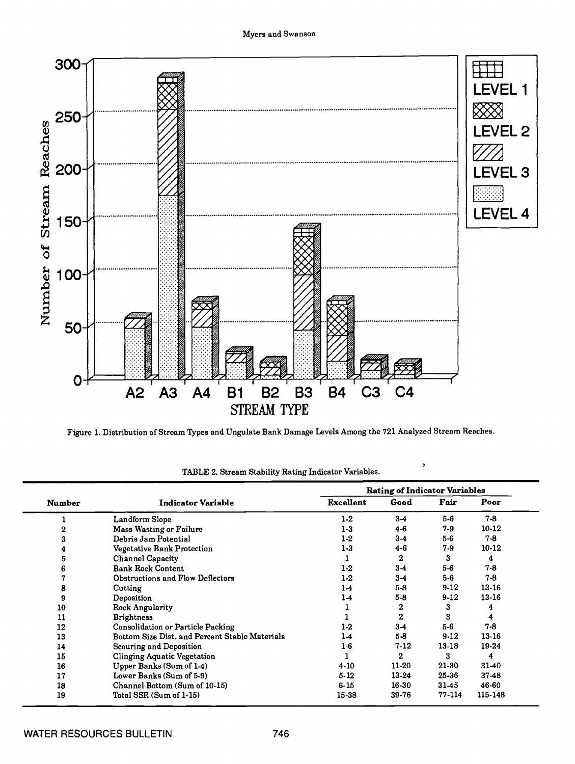Figure 1. Distribution of Stream Types and Ungulate Bank Damage Levels Among the 721 Analyzed Stream Reaches.

TABLE 2. Stream Stability Rating Indicator Variables.

| Number | Indicator Variable | Rating of Indicator Variables | | | |
|---|---|---|---|---|---|
| | | Excellent | Good | Fair | Poor |
| 1 | Landform Slope | 1-2 | 3-4 | 5-6 | 7-8 |
| 2 | Mass Wasting or Failure | 1-3 | 4-6 | 7-9 | 10-12 |
| 3 | Debris Jam Potential | 1-2 | 3-4 | 5-6 | 7-8 |
| 4 | Vegetative Bank Protection | 1-3 | 4-6 | 7-9 | 10-12 |
| 5 | Channel Capacity | 1 | 2 | 3 | 4 |
| 6 | Bank Rock Content | 1-2 | 3-4 | 5-6 | 7-8 |
| 7 | Obstructions and Flow Deflectors | 1-2 | 3-4 | 5-6 | 7-8 |
| 8 | Cutting | 1-4 | 5-8 | 9-12 | 13-16 |
| 9 | Deposition | 1-4 | 5-8 | 9-12 | 13-16 |
| 10 | Rock Angularity | 1 | 2 | 3 | 4 |
| 11 | Brightness | 1 | 2 | 3 | 4 |
| 12 | Consolidation or Particle Packing | 1-2 | 3-4 | 5-6 | 7-8 |
| 13 | Bottom Size Dist. and Percent Stable Materials | 1-4 | 5-8 | 9-12 | 13-16 |
| 14 | Scouring and Deposition | 1-6 | 7-12 | 13-18 | 19-24 |
| 15 | Clinging Aquatic Vegetation | 1 | 2 | 3 | 4 |
| 16 | Upper Banks (Sum of 1-4) | 4-10 | 11-20 | 21-30 | 31-40 |
| 17 | Lower Banks (Sum of 5-9) | 5-12 | 13-24 | 25-36 | 37-48 |
| 18 | Channel Bottom (Sum of 10-15) | 6-15 | 16-30 | 31-45 | 46-60 |
| 19 | Total SSR (Sum of 1-15) | 15-38 | 39-76 | 77-114 | 115-148 |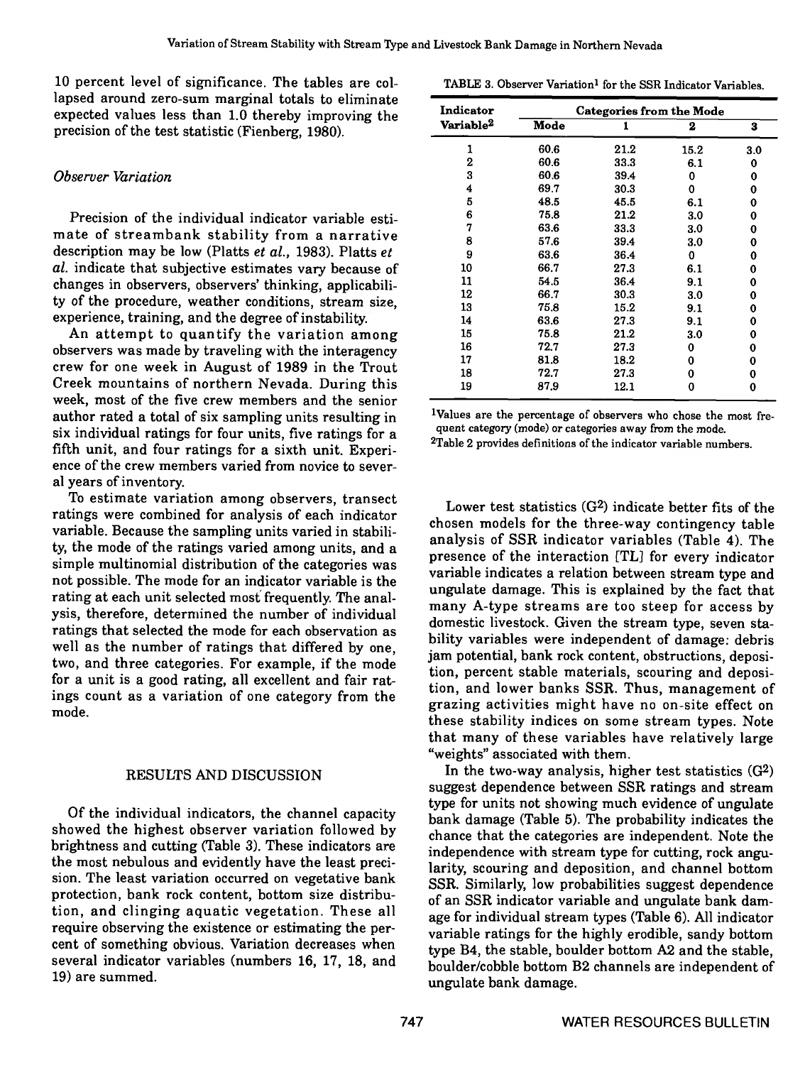10 percent level of significance. The tables are collapsed around zero-sum marginal totals to eliminate expected values less than 1.0 thereby improving the precision of the test statistic (Fienberg, 1980).

### *Observer Variation*

Precision of the individual indicator variable estimate of streambank stability from a narrative description may be low (Platts *et al.*, 1983). Platts *et al.* indicate that subjective estimates vary because of changes in observers, observers' thinking, applicability of the procedure, weather conditions, stream size, experience, training, and the degree of instability.

An attempt to quantify the variation among observers was made by traveling with the interagency crew for one week in August of 1989 in the Trout Creek mountains of northern Nevada. During this week, most of the five crew members and the senior author rated a total of six sampling units resulting in six individual ratings for four units, five ratings for a fifth unit, and four ratings for a sixth unit. Experience of the crew members varied from novice to several years of inventory.

To estimate variation among observers, transect ratings were combined for analysis of each indicator variable. Because the sampling units varied in stability, the mode of the ratings varied among units, and a simple multinomial distribution of the categories was not possible. The mode for an indicator variable is the rating at each unit selected most frequently. The analysis, therefore, determined the number of individual ratings that selected the mode for each observation as well as the number of ratings that differed by one, two, and three categories. For example, if the mode for a unit is a good rating, all excellent and fair ratings count as a variation of one category from the mode.

TABLE 3. Observer Variation[1] for the SSR Indicator Variables.

| Indicator Variable[2] | Mode | Categories from the Mode 1 | 2 | 3 |
|---|---|---|---|---|
| 1 | 60.6 | 21.2 | 15.2 | 3.0 |
| 2 | 60.6 | 33.3 | 6.1 | 0 |
| 3 | 60.6 | 39.4 | 0 | 0 |
| 4 | 69.7 | 30.3 | 0 | 0 |
| 5 | 48.5 | 45.5 | 6.1 | 0 |
| 6 | 75.8 | 21.2 | 3.0 | 0 |
| 7 | 63.6 | 33.3 | 3.0 | 0 |
| 8 | 57.6 | 39.4 | 3.0 | 0 |
| 9 | 63.6 | 36.4 | 0 | 0 |
| 10 | 66.7 | 27.3 | 6.1 | 0 |
| 11 | 54.5 | 36.4 | 9.1 | 0 |
| 12 | 66.7 | 30.3 | 3.0 | 0 |
| 13 | 75.8 | 15.2 | 9.1 | 0 |
| 14 | 63.6 | 27.3 | 9.1 | 0 |
| 15 | 75.8 | 21.2 | 3.0 | 0 |
| 16 | 72.7 | 27.3 | 0 | 0 |
| 17 | 81.8 | 18.2 | 0 | 0 |
| 18 | 72.7 | 27.3 | 0 | 0 |
| 19 | 87.9 | 12.1 | 0 | 0 |

[1]Values are the percentage of observers who chose the most frequent category (mode) or categories away from the mode.
[2]Table 2 provides definitions of the indicator variable numbers.

## RESULTS AND DISCUSSION

Of the individual indicators, the channel capacity showed the highest observer variation followed by brightness and cutting (Table 3). These indicators are the most nebulous and evidently have the least precision. The least variation occurred on vegetative bank protection, bank rock content, bottom size distribution, and clinging aquatic vegetation. These all require observing the existence or estimating the percent of something obvious. Variation decreases when several indicator variables (numbers 16, 17, 18, and 19) are summed.

Lower test statistics ($G^2$) indicate better fits of the chosen models for the three-way contingency table analysis of SSR indicator variables (Table 4). The presence of the interaction [TL] for every indicator variable indicates a relation between stream type and ungulate damage. This is explained by the fact that many A-type streams are too steep for access by domestic livestock. Given the stream type, seven stability variables were independent of damage: debris jam potential, bank rock content, obstructions, deposition, percent stable materials, scouring and deposition, and lower banks SSR. Thus, management of grazing activities might have no on-site effect on these stability indices on some stream types. Note that many of these variables have relatively large "weights" associated with them.

In the two-way analysis, higher test statistics ($G^2$) suggest dependence between SSR ratings and stream type for units not showing much evidence of ungulate bank damage (Table 5). The probability indicates the chance that the categories are independent. Note the independence with stream type for cutting, rock angularity, scouring and deposition, and channel bottom SSR. Similarly, low probabilities suggest dependence of an SSR indicator variable and ungulate bank damage for individual stream types (Table 6). All indicator variable ratings for the highly erodible, sandy bottom type B4, the stable, boulder bottom A2 and the stable, boulder/cobble bottom B2 channels are independent of ungulate bank damage.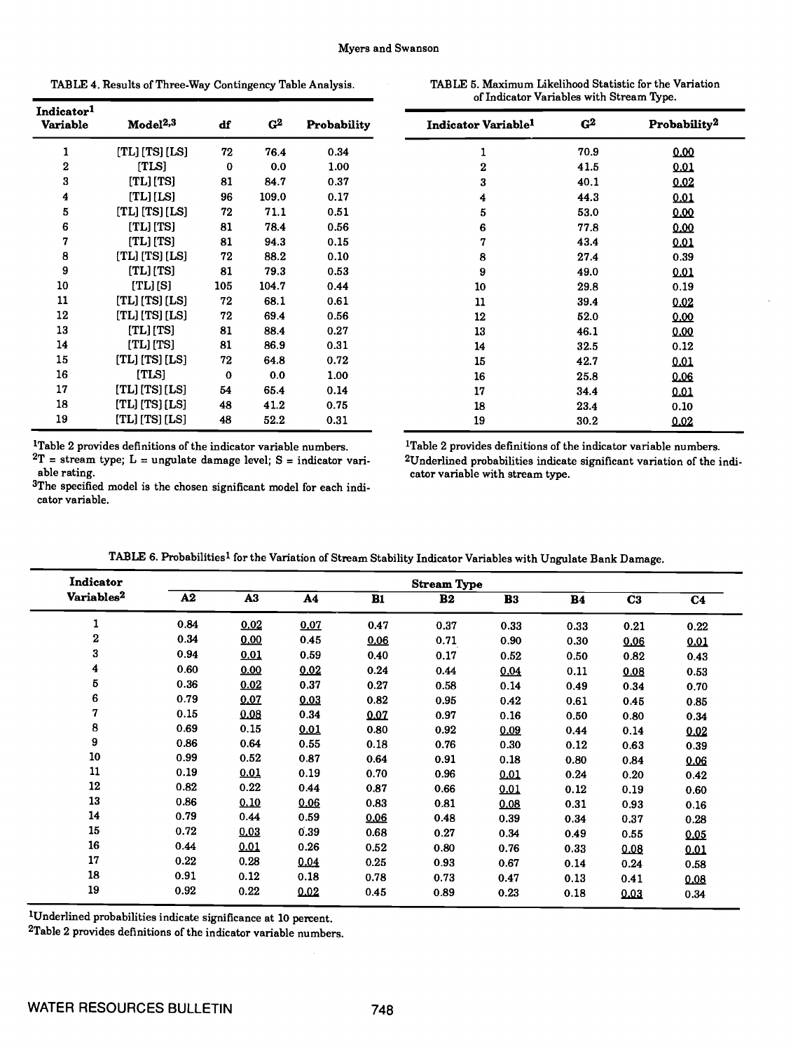TABLE 4. Results of Three-Way Contingency Table Analysis.

| Indicator[1] Variable | Model[2,3] | df | $G^2$ | Probability |
|---|---|---|---|---|
| 1 | [TL] [TS] [LS] | 72 | 76.4 | 0.34 |
| 2 | [TLS] | 0 | 0.0 | 1.00 |
| 3 | [TL] [TS] | 81 | 84.7 | 0.37 |
| 4 | [TL] [LS] | 96 | 109.0 | 0.17 |
| 5 | [TL] [TS] [LS] | 72 | 71.1 | 0.51 |
| 6 | [TL] [TS] | 81 | 78.4 | 0.56 |
| 7 | [TL] [TS] | 81 | 94.3 | 0.15 |
| 8 | [TL] [TS] [LS] | 72 | 88.2 | 0.10 |
| 9 | [TL] [TS] | 81 | 79.3 | 0.53 |
| 10 | [TL] [S] | 105 | 104.7 | 0.44 |
| 11 | [TL] [TS] [LS] | 72 | 68.1 | 0.61 |
| 12 | [TL] [TS] [LS] | 72 | 69.4 | 0.56 |
| 13 | [TL] [TS] | 81 | 88.4 | 0.27 |
| 14 | [TL] [TS] | 81 | 86.9 | 0.31 |
| 15 | [TL] [TS] [LS] | 72 | 64.8 | 0.72 |
| 16 | [TLS] | 0 | 0.0 | 1.00 |
| 17 | [TL] [TS] [LS] | 54 | 65.4 | 0.14 |
| 18 | [TL] [TS] [LS] | 48 | 41.2 | 0.75 |
| 19 | [TL] [TS] [LS] | 48 | 52.2 | 0.31 |

[1]Table 2 provides definitions of the indicator variable numbers.
[2]T = stream type; L = ungulate damage level; S = indicator variable rating.
[3]The specified model is the chosen significant model for each indicator variable.

TABLE 5. Maximum Likelihood Statistic for the Variation of Indicator Variables with Stream Type.

| Indicator Variable[1] | $G^2$ | Probability[2] |
|---|---|---|
| 1 | 70.9 | <u>0.00</u> |
| 2 | 41.5 | <u>0.01</u> |
| 3 | 40.1 | <u>0.02</u> |
| 4 | 44.3 | <u>0.01</u> |
| 5 | 53.0 | <u>0.00</u> |
| 6 | 77.8 | <u>0.00</u> |
| 7 | 43.4 | <u>0.01</u> |
| 8 | 27.4 | 0.39 |
| 9 | 49.0 | <u>0.01</u> |
| 10 | 29.8 | 0.19 |
| 11 | 39.4 | <u>0.02</u> |
| 12 | 52.0 | <u>0.00</u> |
| 13 | 46.1 | <u>0.00</u> |
| 14 | 32.5 | 0.12 |
| 15 | 42.7 | <u>0.01</u> |
| 16 | 25.8 | <u>0.06</u> |
| 17 | 34.4 | <u>0.01</u> |
| 18 | 23.4 | 0.10 |
| 19 | 30.2 | <u>0.02</u> |

[1]Table 2 provides definitions of the indicator variable numbers.
[2]Underlined probabilities indicate significant variation of the indicator variable with stream type.

TABLE 6. Probabilities[1] for the Variation of Stream Stability Indicator Variables with Ungulate Bank Damage.

| Indicator Variables[2] | Stream Type | | | | | | | | |
|---|---|---|---|---|---|---|---|---|---|
| | A2 | A3 | A4 | B1 | B2 | B3 | B4 | C3 | C4 |
| 1 | 0.84 | <u>0.02</u> | <u>0.07</u> | 0.47 | 0.37 | 0.33 | 0.33 | 0.21 | 0.22 |
| 2 | 0.34 | <u>0.00</u> | 0.45 | <u>0.06</u> | 0.71 | 0.90 | 0.30 | <u>0.06</u> | <u>0.01</u> |
| 3 | 0.94 | <u>0.01</u> | 0.59 | 0.40 | 0.17 | 0.52 | 0.50 | 0.82 | 0.43 |
| 4 | 0.60 | <u>0.00</u> | <u>0.02</u> | 0.24 | 0.44 | <u>0.04</u> | 0.11 | <u>0.08</u> | 0.53 |
| 5 | 0.36 | <u>0.02</u> | 0.37 | 0.27 | 0.58 | 0.14 | 0.49 | 0.34 | 0.70 |
| 6 | 0.79 | <u>0.07</u> | <u>0.03</u> | 0.82 | 0.95 | 0.42 | 0.61 | 0.45 | 0.85 |
| 7 | 0.15 | <u>0.08</u> | 0.34 | <u>0.07</u> | 0.97 | 0.16 | 0.50 | 0.80 | 0.34 |
| 8 | 0.69 | 0.15 | <u>0.01</u> | 0.80 | 0.92 | <u>0.09</u> | 0.44 | 0.14 | <u>0.02</u> |
| 9 | 0.86 | 0.64 | 0.55 | 0.18 | 0.76 | 0.30 | 0.12 | 0.63 | 0.39 |
| 10 | 0.99 | 0.52 | 0.87 | 0.64 | 0.91 | 0.18 | 0.80 | 0.84 | <u>0.06</u> |
| 11 | 0.19 | <u>0.01</u> | 0.19 | 0.70 | 0.96 | <u>0.01</u> | 0.24 | 0.20 | 0.42 |
| 12 | 0.82 | 0.22 | 0.44 | 0.87 | 0.66 | <u>0.01</u> | 0.12 | 0.19 | 0.60 |
| 13 | 0.86 | <u>0.10</u> | <u>0.06</u> | 0.83 | 0.81 | <u>0.08</u> | 0.31 | 0.93 | 0.16 |
| 14 | 0.79 | 0.44 | 0.59 | <u>0.06</u> | 0.48 | 0.39 | 0.34 | 0.37 | 0.28 |
| 15 | 0.72 | <u>0.03</u> | 0.39 | 0.68 | 0.27 | 0.34 | 0.49 | 0.55 | <u>0.05</u> |
| 16 | 0.44 | <u>0.01</u> | 0.26 | 0.52 | 0.80 | 0.76 | 0.33 | <u>0.08</u> | <u>0.01</u> |
| 17 | 0.22 | 0.28 | <u>0.04</u> | 0.25 | 0.93 | 0.67 | 0.14 | 0.24 | 0.58 |
| 18 | 0.91 | 0.12 | 0.18 | 0.78 | 0.73 | 0.47 | 0.13 | 0.41 | <u>0.08</u> |
| 19 | 0.92 | 0.22 | <u>0.02</u> | 0.45 | 0.89 | 0.23 | 0.18 | <u>0.03</u> | 0.34 |

[1]Underlined probabilities indicate significance at 10 percent.
[2]Table 2 provides definitions of the indicator variable numbers.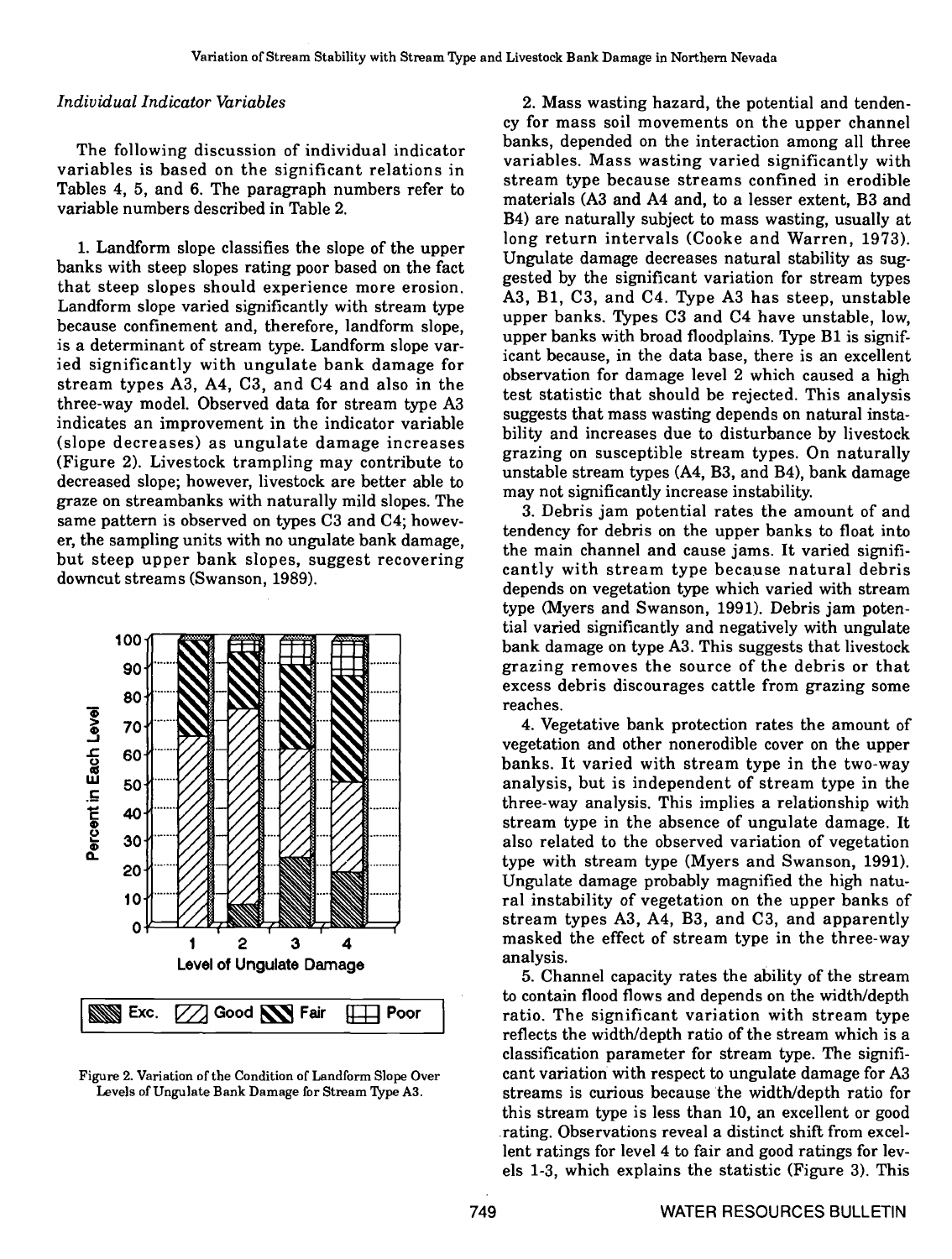*Individual Indicator Variables*

The following discussion of individual indicator variables is based on the significant relations in Tables 4, 5, and 6. The paragraph numbers refer to variable numbers described in Table 2.

1. Landform slope classifies the slope of the upper banks with steep slopes rating poor based on the fact that steep slopes should experience more erosion. Landform slope varied significantly with stream type because confinement and, therefore, landform slope, is a determinant of stream type. Landform slope varied significantly with ungulate bank damage for stream types A3, A4, C3, and C4 and also in the three-way model. Observed data for stream type A3 indicates an improvement in the indicator variable (slope decreases) as ungulate damage increases (Figure 2). Livestock trampling may contribute to decreased slope; however, livestock are better able to graze on streambanks with naturally mild slopes. The same pattern is observed on types C3 and C4; however, the sampling units with no ungulate bank damage, but steep upper bank slopes, suggest recovering downcut streams (Swanson, 1989).

Figure 2. Variation of the Condition of Landform Slope Over Levels of Ungulate Bank Damage for Stream Type A3.

2. Mass wasting hazard, the potential and tendency for mass soil movements on the upper channel banks, depended on the interaction among all three variables. Mass wasting varied significantly with stream type because streams confined in erodible materials (A3 and A4 and, to a lesser extent, B3 and B4) are naturally subject to mass wasting, usually at long return intervals (Cooke and Warren, 1973). Ungulate damage decreases natural stability as suggested by the significant variation for stream types A3, B1, C3, and C4. Type A3 has steep, unstable upper banks. Types C3 and C4 have unstable, low, upper banks with broad floodplains. Type B1 is significant because, in the data base, there is an excellent observation for damage level 2 which caused a high test statistic that should be rejected. This analysis suggests that mass wasting depends on natural instability and increases due to disturbance by livestock grazing on susceptible stream types. On naturally unstable stream types (A4, B3, and B4), bank damage may not significantly increase instability.

3. Debris jam potential rates the amount of and tendency for debris on the upper banks to float into the main channel and cause jams. It varied significantly with stream type because natural debris depends on vegetation type which varied with stream type (Myers and Swanson, 1991). Debris jam potential varied significantly and negatively with ungulate bank damage on type A3. This suggests that livestock grazing removes the source of the debris or that excess debris discourages cattle from grazing some reaches.

4. Vegetative bank protection rates the amount of vegetation and other nonerodible cover on the upper banks. It varied with stream type in the two-way analysis, but is independent of stream type in the three-way analysis. This implies a relationship with stream type in the absence of ungulate damage. It also related to the observed variation of vegetation type with stream type (Myers and Swanson, 1991). Ungulate damage probably magnified the high natural instability of vegetation on the upper banks of stream types A3, A4, B3, and C3, and apparently masked the effect of stream type in the three-way analysis.

5. Channel capacity rates the ability of the stream to contain flood flows and depends on the width/depth ratio. The significant variation with stream type reflects the width/depth ratio of the stream which is a classification parameter for stream type. The significant variation with respect to ungulate damage for A3 streams is curious because the width/depth ratio for this stream type is less than 10, an excellent or good rating. Observations reveal a distinct shift from excellent ratings for level 4 to fair and good ratings for levels 1-3, which explains the statistic (Figure 3). This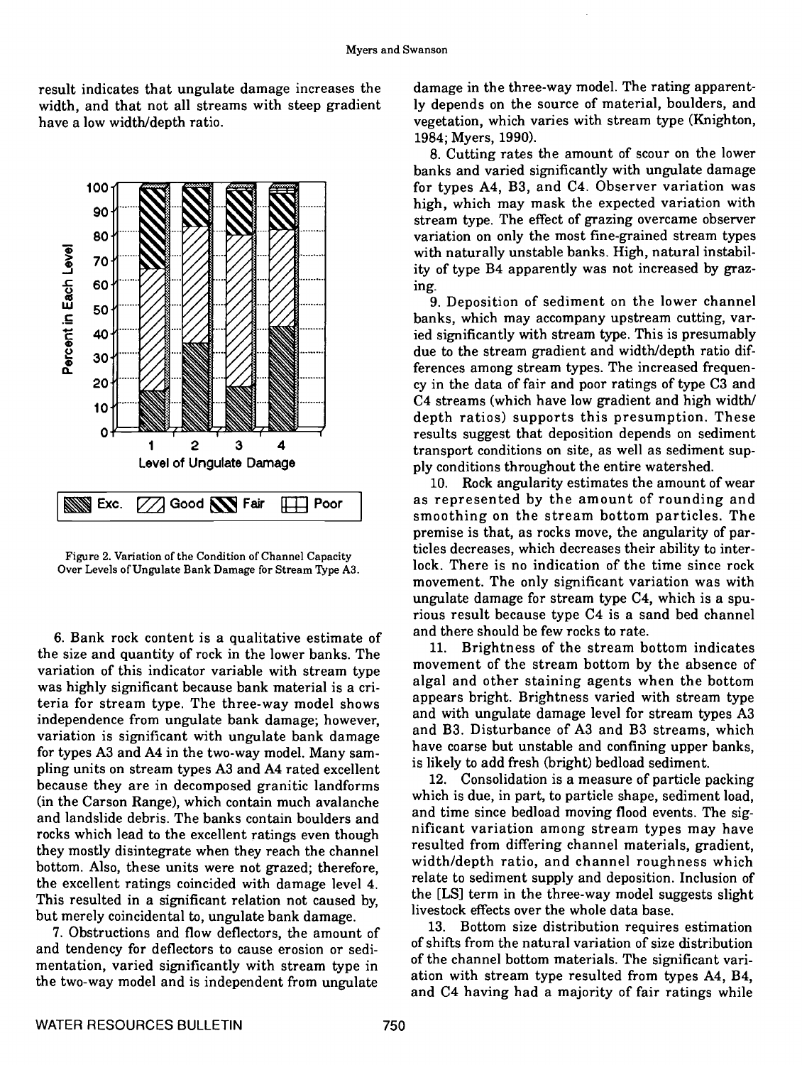result indicates that ungulate damage increases the width, and that not all streams with steep gradient have a low width/depth ratio.

Figure 2. Variation of the Condition of Channel Capacity Over Levels of Ungulate Bank Damage for Stream Type A3.

6. Bank rock content is a qualitative estimate of the size and quantity of rock in the lower banks. The variation of this indicator variable with stream type was highly significant because bank material is a criteria for stream type. The three-way model shows independence from ungulate bank damage; however, variation is significant with ungulate bank damage for types A3 and A4 in the two-way model. Many sampling units on stream types A3 and A4 rated excellent because they are in decomposed granitic landforms (in the Carson Range), which contain much avalanche and landslide debris. The banks contain boulders and rocks which lead to the excellent ratings even though they mostly disintegrate when they reach the channel bottom. Also, these units were not grazed; therefore, the excellent ratings coincided with damage level 4. This resulted in a significant relation not caused by, but merely coincidental to, ungulate bank damage.

7. Obstructions and flow deflectors, the amount of and tendency for deflectors to cause erosion or sedimentation, varied significantly with stream type in the two-way model and is independent from ungulate damage in the three-way model. The rating apparently depends on the source of material, boulders, and vegetation, which varies with stream type (Knighton, 1984; Myers, 1990).

8. Cutting rates the amount of scour on the lower banks and varied significantly with ungulate damage for types A4, B3, and C4. Observer variation was high, which may mask the expected variation with stream type. The effect of grazing overcame observer variation on only the most fine-grained stream types with naturally unstable banks. High, natural instability of type B4 apparently was not increased by grazing.

9. Deposition of sediment on the lower channel banks, which may accompany upstream cutting, varied significantly with stream type. This is presumably due to the stream gradient and width/depth ratio differences among stream types. The increased frequency in the data of fair and poor ratings of type C3 and C4 streams (which have low gradient and high width/depth ratios) supports this presumption. These results suggest that deposition depends on sediment transport conditions on site, as well as sediment supply conditions throughout the entire watershed.

10. Rock angularity estimates the amount of wear as represented by the amount of rounding and smoothing on the stream bottom particles. The premise is that, as rocks move, the angularity of particles decreases, which decreases their ability to interlock. There is no indication of the time since rock movement. The only significant variation was with ungulate damage for stream type C4, which is a spurious result because type C4 is a sand bed channel and there should be few rocks to rate.

11. Brightness of the stream bottom indicates movement of the stream bottom by the absence of algal and other staining agents when the bottom appears bright. Brightness varied with stream type and with ungulate damage level for stream types A3 and B3. Disturbance of A3 and B3 streams, which have coarse but unstable and confining upper banks, is likely to add fresh (bright) bedload sediment.

12. Consolidation is a measure of particle packing which is due, in part, to particle shape, sediment load, and time since bedload moving flood events. The significant variation among stream types may have resulted from differing channel materials, gradient, width/depth ratio, and channel roughness which relate to sediment supply and deposition. Inclusion of the [LS] term in the three-way model suggests slight livestock effects over the whole data base.

13. Bottom size distribution requires estimation of shifts from the natural variation of size distribution of the channel bottom materials. The significant variation with stream type resulted from types A4, B4, and C4 having had a majority of fair ratings while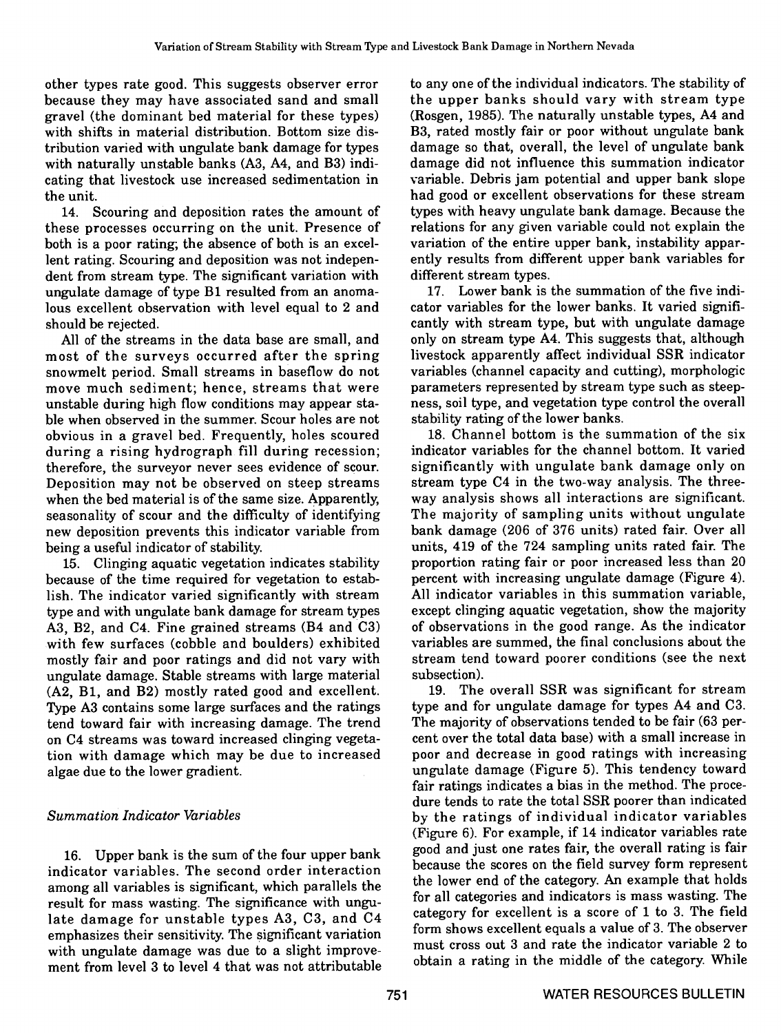other types rate good. This suggests observer error because they may have associated sand and small gravel (the dominant bed material for these types) with shifts in material distribution. Bottom size distribution varied with ungulate bank damage for types with naturally unstable banks (A3, A4, and B3) indicating that livestock use increased sedimentation in the unit.

14. Scouring and deposition rates the amount of these processes occurring on the unit. Presence of both is a poor rating; the absence of both is an excellent rating. Scouring and deposition was not independent from stream type. The significant variation with ungulate damage of type B1 resulted from an anomalous excellent observation with level equal to 2 and should be rejected.

All of the streams in the data base are small, and most of the surveys occurred after the spring snowmelt period. Small streams in baseflow do not move much sediment; hence, streams that were unstable during high flow conditions may appear stable when observed in the summer. Scour holes are not obvious in a gravel bed. Frequently, holes scoured during a rising hydrograph fill during recession; therefore, the surveyor never sees evidence of scour. Deposition may not be observed on steep streams when the bed material is of the same size. Apparently, seasonality of scour and the difficulty of identifying new deposition prevents this indicator variable from being a useful indicator of stability.

15. Clinging aquatic vegetation indicates stability because of the time required for vegetation to establish. The indicator varied significantly with stream type and with ungulate bank damage for stream types A3, B2, and C4. Fine grained streams (B4 and C3) with few surfaces (cobble and boulders) exhibited mostly fair and poor ratings and did not vary with ungulate damage. Stable streams with large material (A2, B1, and B2) mostly rated good and excellent. Type A3 contains some large surfaces and the ratings tend toward fair with increasing damage. The trend on C4 streams was toward increased clinging vegetation with damage which may be due to increased algae due to the lower gradient.

### *Summation Indicator Variables*

16. Upper bank is the sum of the four upper bank indicator variables. The second order interaction among all variables is significant, which parallels the result for mass wasting. The significance with ungulate damage for unstable types A3, C3, and C4 emphasizes their sensitivity. The significant variation with ungulate damage was due to a slight improvement from level 3 to level 4 that was not attributable to any one of the individual indicators. The stability of the upper banks should vary with stream type (Rosgen, 1985). The naturally unstable types, A4 and B3, rated mostly fair or poor without ungulate bank damage so that, overall, the level of ungulate bank damage did not influence this summation indicator variable. Debris jam potential and upper bank slope had good or excellent observations for these stream types with heavy ungulate bank damage. Because the relations for any given variable could not explain the variation of the entire upper bank, instability apparently results from different upper bank variables for different stream types.

17. Lower bank is the summation of the five indicator variables for the lower banks. It varied significantly with stream type, but with ungulate damage only on stream type A4. This suggests that, although livestock apparently affect individual SSR indicator variables (channel capacity and cutting), morphologic parameters represented by stream type such as steepness, soil type, and vegetation type control the overall stability rating of the lower banks.

18. Channel bottom is the summation of the six indicator variables for the channel bottom. It varied significantly with ungulate bank damage only on stream type C4 in the two-way analysis. The three-way analysis shows all interactions are significant. The majority of sampling units without ungulate bank damage (206 of 376 units) rated fair. Over all units, 419 of the 724 sampling units rated fair. The proportion rating fair or poor increased less than 20 percent with increasing ungulate damage (Figure 4). All indicator variables in this summation variable, except clinging aquatic vegetation, show the majority of observations in the good range. As the indicator variables are summed, the final conclusions about the stream tend toward poorer conditions (see the next subsection).

19. The overall SSR was significant for stream type and for ungulate damage for types A4 and C3. The majority of observations tended to be fair (63 percent over the total data base) with a small increase in poor and decrease in good ratings with increasing ungulate damage (Figure 5). This tendency toward fair ratings indicates a bias in the method. The procedure tends to rate the total SSR poorer than indicated by the ratings of individual indicator variables (Figure 6). For example, if 14 indicator variables rate good and just one rates fair, the overall rating is fair because the scores on the field survey form represent the lower end of the category. An example that holds for all categories and indicators is mass wasting. The category for excellent is a score of 1 to 3. The field form shows excellent equals a value of 3. The observer must cross out 3 and rate the indicator variable 2 to obtain a rating in the middle of the category. While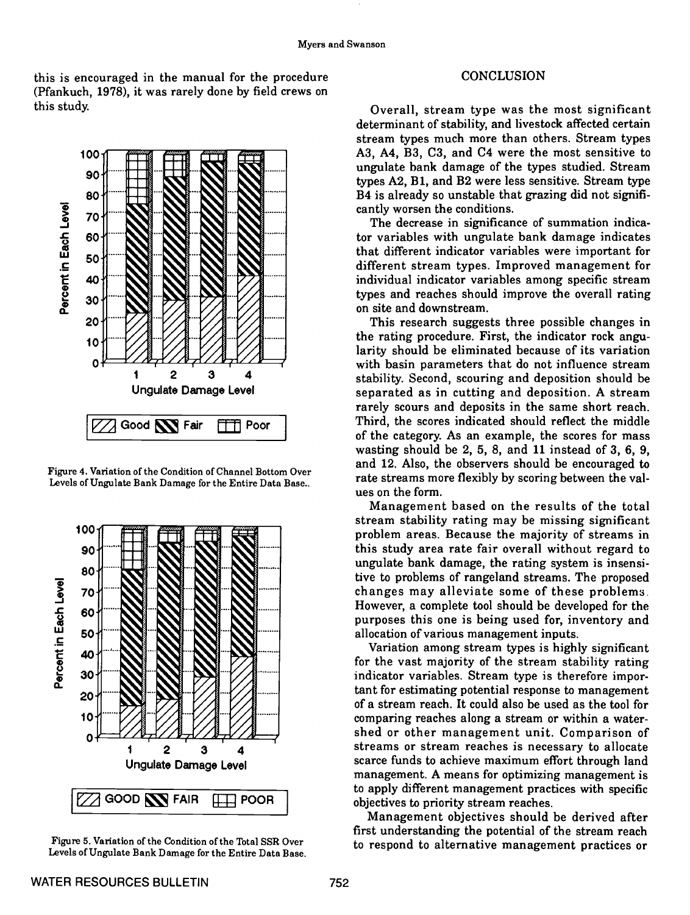this is encouraged in the manual for the procedure (Pfankuch, 1978), it was rarely done by field crews on this study.

Figure 4. Variation of the Condition of Channel Bottom Over Levels of Ungulate Bank Damage for the Entire Data Base..

Figure 5. Variation of the Condition of the Total SSR Over Levels of Ungulate Bank Damage for the Entire Data Base.

## CONCLUSION

Overall, stream type was the most significant determinant of stability, and livestock affected certain stream types much more than others. Stream types A3, A4, B3, C3, and C4 were the most sensitive to ungulate bank damage of the types studied. Stream types A2, B1, and B2 were less sensitive. Stream type B4 is already so unstable that grazing did not significantly worsen the conditions.

The decrease in significance of summation indicator variables with ungulate bank damage indicates that different indicator variables were important for different stream types. Improved management for individual indicator variables among specific stream types and reaches should improve the overall rating on site and downstream.

This research suggests three possible changes in the rating procedure. First, the indicator rock angularity should be eliminated because of its variation with basin parameters that do not influence stream stability. Second, scouring and deposition should be separated as in cutting and deposition. A stream rarely scours and deposits in the same short reach. Third, the scores indicated should reflect the middle of the category. As an example, the scores for mass wasting should be 2, 5, 8, and 11 instead of 3, 6, 9, and 12. Also, the observers should be encouraged to rate streams more flexibly by scoring between the values on the form.

Management based on the results of the total stream stability rating may be missing significant problem areas. Because the majority of streams in this study area rate fair overall without regard to ungulate bank damage, the rating system is insensitive to problems of rangeland streams. The proposed changes may alleviate some of these problems. However, a complete tool should be developed for the purposes this one is being used for, inventory and allocation of various management inputs.

Variation among stream types is highly significant for the vast majority of the stream stability rating indicator variables. Stream type is therefore important for estimating potential response to management of a stream reach. It could also be used as the tool for comparing reaches along a stream or within a watershed or other management unit. Comparison of streams or stream reaches is necessary to allocate scarce funds to achieve maximum effort through land management. A means for optimizing management is to apply different management practices with specific objectives to priority stream reaches.

Management objectives should be derived after first understanding the potential of the stream reach to respond to alternative management practices or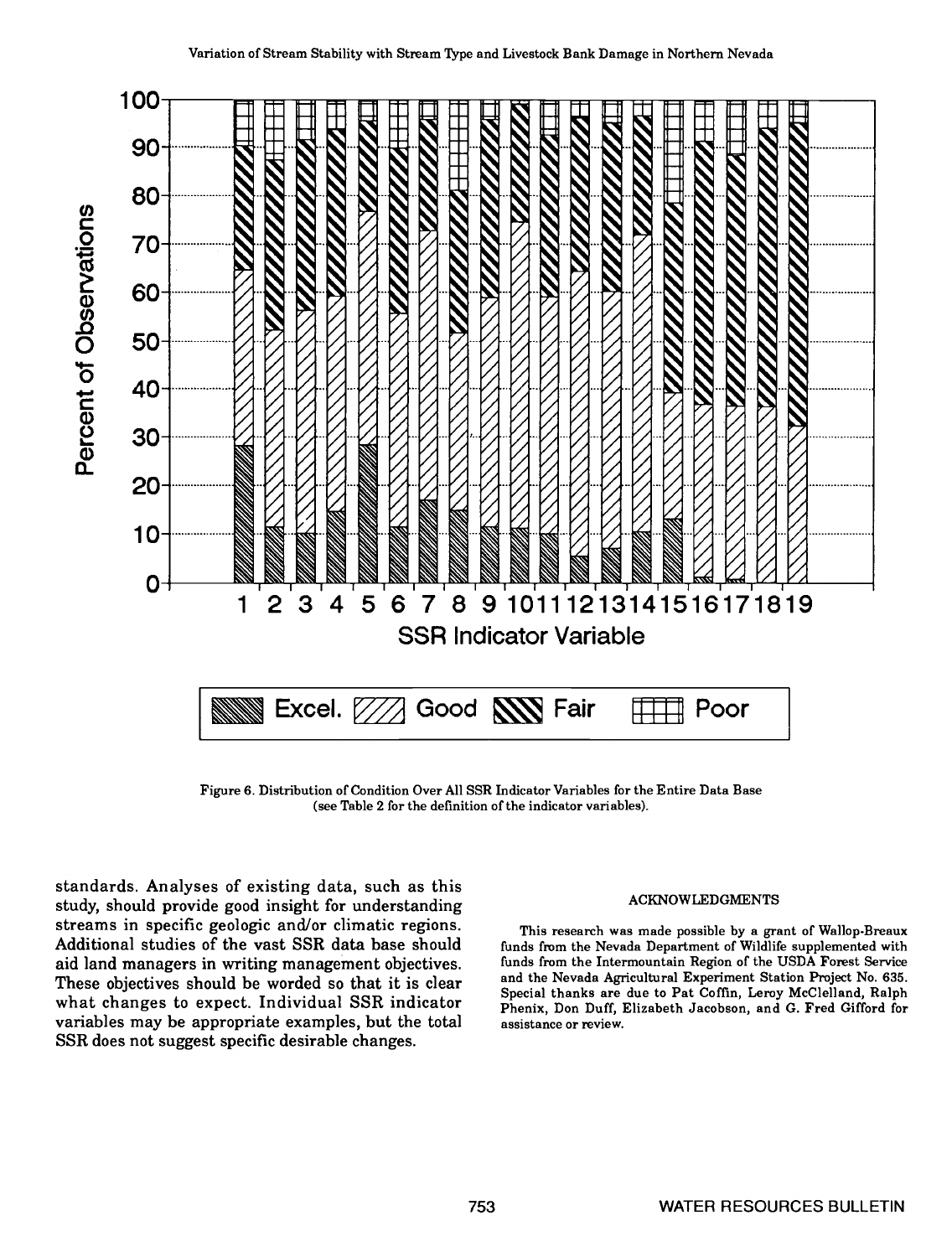Figure 6. Distribution of Condition Over All SSR Indicator Variables for the Entire Data Base (see Table 2 for the definition of the indicator variables).

standards. Analyses of existing data, such as this study, should provide good insight for understanding streams in specific geologic and/or climatic regions. Additional studies of the vast SSR data base should aid land managers in writing management objectives. These objectives should be worded so that it is clear what changes to expect. Individual SSR indicator variables may be appropriate examples, but the total SSR does not suggest specific desirable changes.

## ACKNOWLEDGMENTS

This research was made possible by a grant of Wallop-Breaux funds from the Nevada Department of Wildlife supplemented with funds from the Intermountain Region of the USDA Forest Service and the Nevada Agricultural Experiment Station Project No. 635. Special thanks are due to Pat Coffin, Leroy McClelland, Ralph Phenix, Don Duff, Elizabeth Jacobson, and G. Fred Gifford for assistance or review.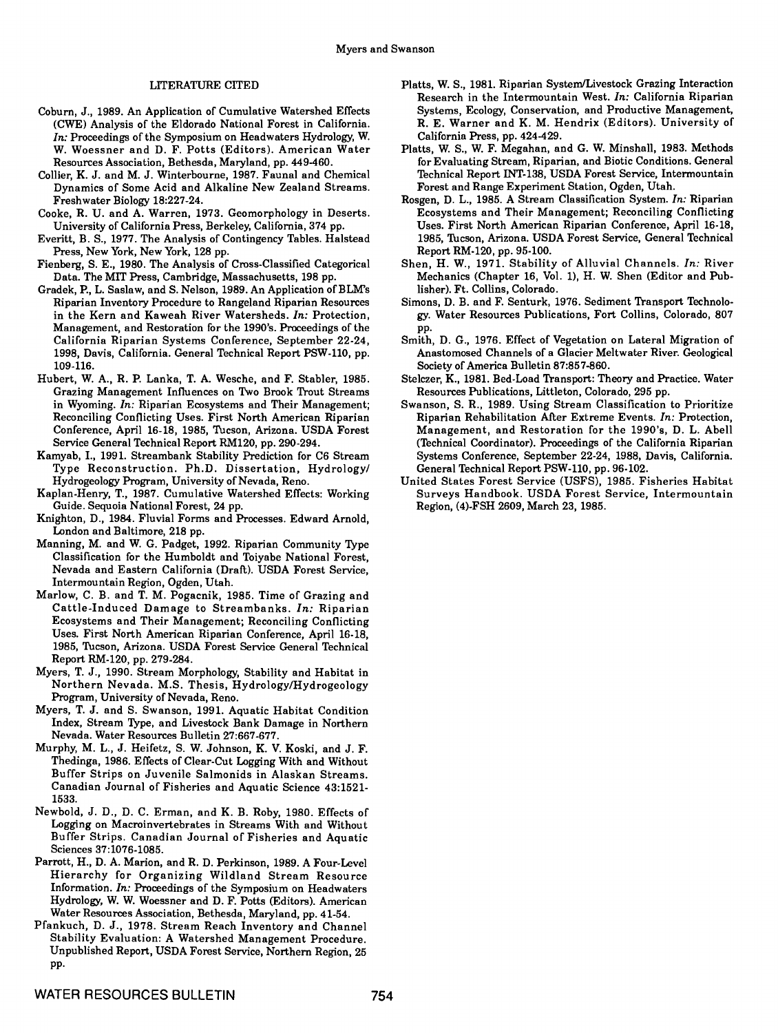## LITERATURE CITED

Coburn, J., 1989. An Application of Cumulative Watershed Effects (CWE) Analysis of the Eldorado National Forest in California. *In:* Proceedings of the Symposium on Headwaters Hydrology, W. W. Woessner and D. F. Potts (Editors). American Water Resources Association, Bethesda, Maryland, pp. 449-460.

Collier, K. J. and M. J. Winterbourne, 1987. Faunal and Chemical Dynamics of Some Acid and Alkaline New Zealand Streams. Freshwater Biology 18:227-24.

Cooke, R. U. and A. Warren, 1973. Geomorphology in Deserts. University of California Press, Berkeley, California, 374 pp.

Everitt, B. S., 1977. The Analysis of Contingency Tables. Halstead Press, New York, New York, 128 pp.

Fienberg, S. E., 1980. The Analysis of Cross-Classified Categorical Data. The MIT Press, Cambridge, Massachusetts, 198 pp.

Gradek, P., L. Saslaw, and S. Nelson, 1989. An Application of BLM's Riparian Inventory Procedure to Rangeland Riparian Resources in the Kern and Kaweah River Watersheds. *In:* Protection, Management, and Restoration for the 1990's. Proceedings of the California Riparian Systems Conference, September 22-24, 1998, Davis, California. General Technical Report PSW-110, pp. 109-116.

Hubert, W. A., R. P. Lanka, T. A. Wesche, and F. Stabler, 1985. Grazing Management Influences on Two Brook Trout Streams in Wyoming. *In:* Riparian Ecosystems and Their Management; Reconciling Conflicting Uses. First North American Riparian Conference, April 16-18, 1985, Tucson, Arizona. USDA Forest Service General Technical Report RM120, pp. 290-294.

Kamyab, I., 1991. Streambank Stability Prediction for C6 Stream Type Reconstruction. Ph.D. Dissertation, Hydrology/Hydrogeology Program, University of Nevada, Reno.

Kaplan-Henry, T., 1987. Cumulative Watershed Effects: Working Guide. Sequoia National Forest, 24 pp.

Knighton, D., 1984. Fluvial Forms and Processes. Edward Arnold, London and Baltimore, 218 pp.

Manning, M. and W. G. Padget, 1992. Riparian Community Type Classification for the Humboldt and Toiyabe National Forest, Nevada and Eastern California (Draft). USDA Forest Service, Intermountain Region, Ogden, Utah.

Marlow, C. B. and T. M. Pogacnik, 1985. Time of Grazing and Cattle-Induced Damage to Streambanks. *In:* Riparian Ecosystems and Their Management; Reconciling Conflicting Uses. First North American Riparian Conference, April 16-18, 1985, Tucson, Arizona. USDA Forest Service General Technical Report RM-120, pp. 279-284.

Myers, T. J., 1990. Stream Morphology, Stability and Habitat in Northern Nevada. M.S. Thesis, Hydrology/Hydrogeology Program, University of Nevada, Reno.

Myers, T. J. and S. Swanson, 1991. Aquatic Habitat Condition Index, Stream Type, and Livestock Bank Damage in Northern Nevada. Water Resources Bulletin 27:667-677.

Murphy, M. L., J. Heifetz, S. W. Johnson, K. V. Koski, and J. F. Thedinga, 1986. Effects of Clear-Cut Logging With and Without Buffer Strips on Juvenile Salmonids in Alaskan Streams. Canadian Journal of Fisheries and Aquatic Science 43:1521-1533.

Newbold, J. D., D. C. Erman, and K. B. Roby, 1980. Effects of Logging on Macroinvertebrates in Streams With and Without Buffer Strips. Canadian Journal of Fisheries and Aquatic Sciences 37:1076-1085.

Parrott, H., D. A. Marion, and R. D. Perkinson, 1989. A Four-Level Hierarchy for Organizing Wildland Stream Resource Information. *In:* Proceedings of the Symposium on Headwaters Hydrology, W. W. Woessner and D. F. Potts (Editors). American Water Resources Association, Bethesda, Maryland, pp. 41-54.

Pfankuch, D. J., 1978. Stream Reach Inventory and Channel Stability Evaluation: A Watershed Management Procedure. Unpublished Report, USDA Forest Service, Northern Region, 25 pp.

Platts, W. S., 1981. Riparian System/Livestock Grazing Interaction Research in the Intermountain West. *In:* California Riparian Systems, Ecology, Conservation, and Productive Management, R. E. Warner and K. M. Hendrix (Editors). University of California Press, pp. 424-429.

Platts, W. S., W. F. Megahan, and G. W. Minshall, 1983. Methods for Evaluating Stream, Riparian, and Biotic Conditions. General Technical Report INT-138, USDA Forest Service, Intermountain Forest and Range Experiment Station, Ogden, Utah.

Rosgen, D. L., 1985. A Stream Classification System. *In:* Riparian Ecosystems and Their Management; Reconciling Conflicting Uses. First North American Riparian Conference, April 16-18, 1985, Tucson, Arizona. USDA Forest Service, General Technical Report RM-120, pp. 95-100.

Shen, H. W., 1971. Stability of Alluvial Channels. *In:* River Mechanics (Chapter 16, Vol. 1), H. W. Shen (Editor and Publisher). Ft. Collins, Colorado.

Simons, D. B. and F. Senturk, 1976. Sediment Transport Technology. Water Resources Publications, Fort Collins, Colorado, 807 pp.

Smith, D. G., 1976. Effect of Vegetation on Lateral Migration of Anastomosed Channels of a Glacier Meltwater River. Geological Society of America Bulletin 87:857-860.

Stelczer, K., 1981. Bed-Load Transport: Theory and Practice. Water Resources Publications, Littleton, Colorado, 295 pp.

Swanson, S. R., 1989. Using Stream Classification to Prioritize Riparian Rehabilitation After Extreme Events. *In:* Protection, Management, and Restoration for the 1990's, D. L. Abell (Technical Coordinator). Proceedings of the California Riparian Systems Conference, September 22-24, 1988, Davis, California. General Technical Report PSW-110, pp. 96-102.

United States Forest Service (USFS), 1985. Fisheries Habitat Surveys Handbook. USDA Forest Service, Intermountain Region, (4)-FSH 2609, March 23, 1985.